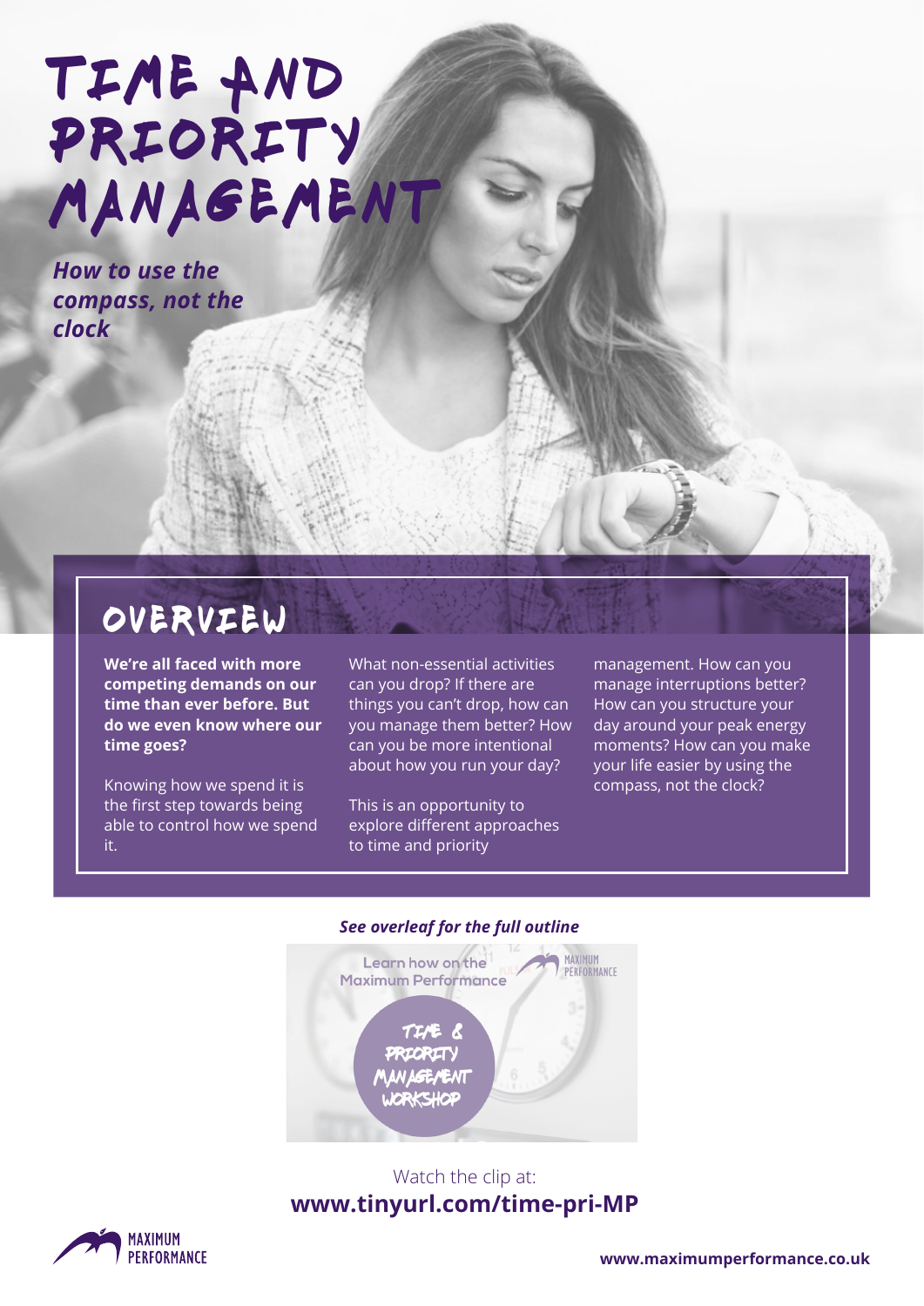# TIME AND PRIORITY MANAGEMENT

***How to use the compass, not the clock***

## OVERVIEW

**We're all faced with more competing demands on our time than ever before. But do we even know where our time goes?**

Knowing how we spend it is the first step towards being able to control how we spend it.

What non-essential activities can you drop? If there are things you can't drop, how can you manage them better? How can you be more intentional about how you run your day?

This is an opportunity to explore different approaches to time and priority management. How can you manage interruptions better? How can you structure your day around your peak energy moments? How can you make your life easier by using the compass, not the clock?

***See overleaf for the full outline***

Learn how on the Maximum Performance

TIME & PRIORITY MANAGEMENT WORKSHOP

Watch the clip at:
**www.tinyurl.com/time-pri-MP**

MAXIMUM PERFORMANCE

**www.maximumperformance.co.uk**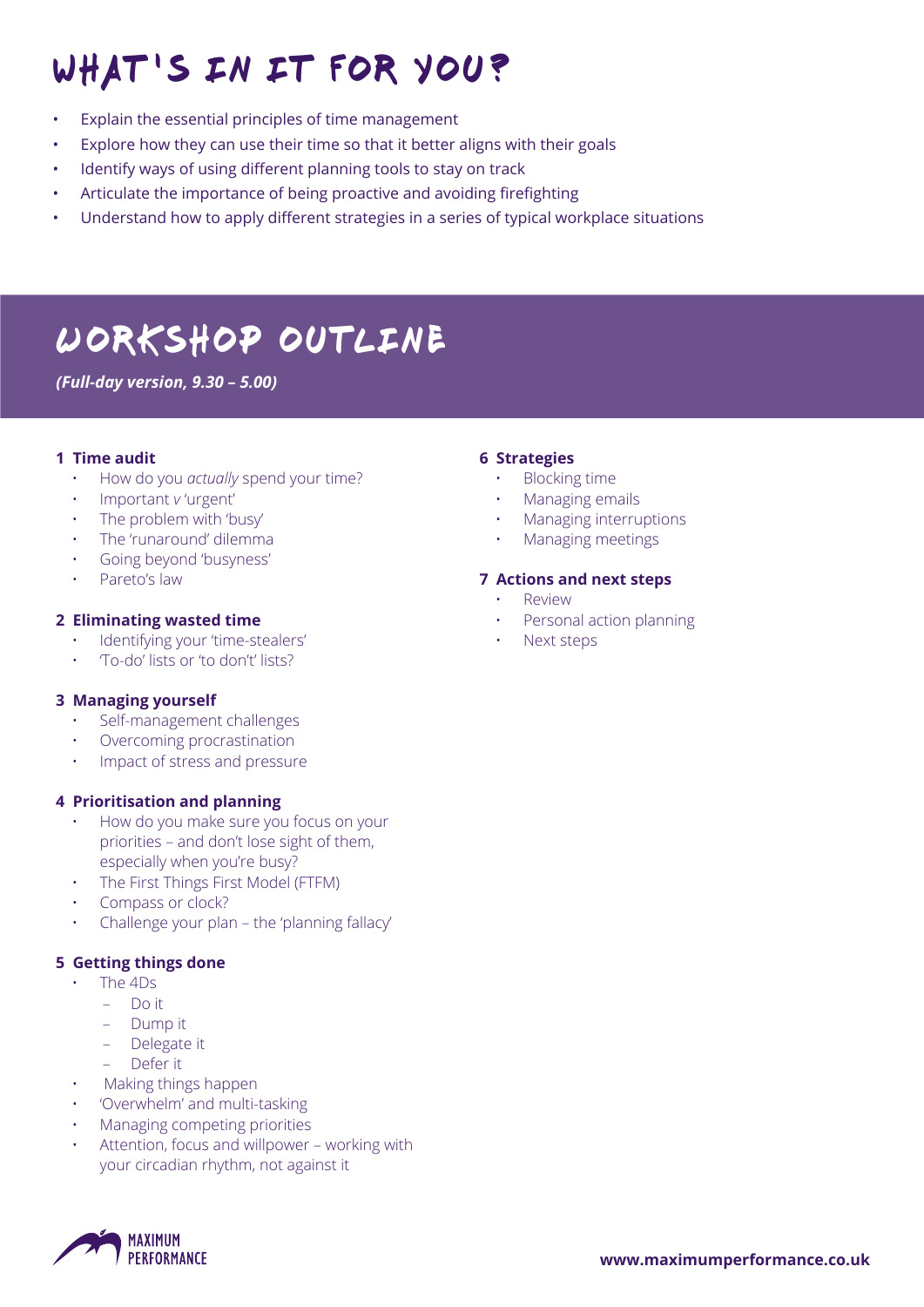# WHAT'S IN IT FOR YOU?

- Explain the essential principles of time management
- Explore how they can use their time so that it better aligns with their goals
- Identify ways of using different planning tools to stay on track
- Articulate the importance of being proactive and avoiding firefighting
- Understand how to apply different strategies in a series of typical workplace situations

# WORKSHOP OUTLINE

***(Full-day version, 9.30 – 5.00)***

**1 Time audit**

- How do you *actually* spend your time?
- Important *v* 'urgent'
- The problem with 'busy'
- The 'runaround' dilemma
- Going beyond 'busyness'
- Pareto's law

**2 Eliminating wasted time**

- Identifying your 'time-stealers'
- 'To-do' lists or 'to don't' lists?

**3 Managing yourself**

- Self-management challenges
- Overcoming procrastination
- Impact of stress and pressure

**4 Prioritisation and planning**

- How do you make sure you focus on your priorities – and don't lose sight of them, especially when you're busy?
- The First Things First Model (FTFM)
- Compass or clock?
- Challenge your plan – the 'planning fallacy'

**5 Getting things done**

- The 4Ds
  - Do it
  - Dump it
  - Delegate it
  - Defer it
- Making things happen
- 'Overwhelm' and multi-tasking
- Managing competing priorities
- Attention, focus and willpower – working with your circadian rhythm, not against it

**6 Strategies**

- Blocking time
- Managing emails
- Managing interruptions
- Managing meetings

**7 Actions and next steps**

- Review
- Personal action planning
- Next steps

MAXIMUM PERFORMANCE

**www.maximumperformance.co.uk**